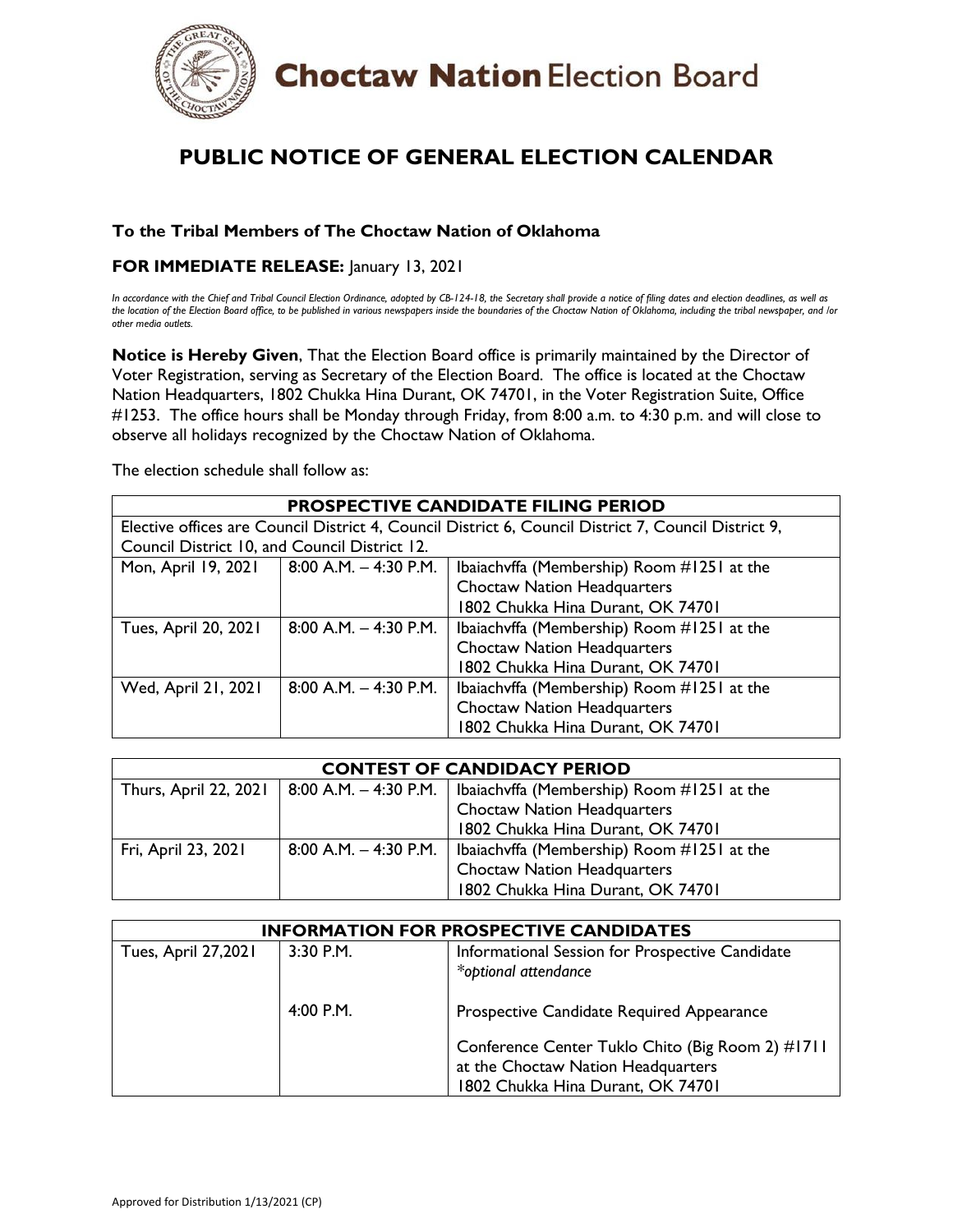**Choctaw Nation Election Board**

# PUBLIC NOTICE OF GENERAL ELECTION CALENDAR

**To the Tribal Members of The Choctaw Nation of Oklahoma**

**FOR IMMEDIATE RELEASE:** January 13, 2021

*In accordance with the Chief and Tribal Council Election Ordinance, adopted by CB-124-18, the Secretary shall provide a notice of filing dates and election deadlines, as well as the location of the Election Board office, to be published in various newspapers inside the boundaries of the Choctaw Nation of Oklahoma, including the tribal newspaper, and /or other media outlets.*

**Notice is Hereby Given**, That the Election Board office is primarily maintained by the Director of Voter Registration, serving as Secretary of the Election Board. The office is located at the Choctaw Nation Headquarters, 1802 Chukka Hina Durant, OK 74701, in the Voter Registration Suite, Office #1253. The office hours shall be Monday through Friday, from 8:00 a.m. to 4:30 p.m. and will close to observe all holidays recognized by the Choctaw Nation of Oklahoma.

The election schedule shall follow as:

| **PROSPECTIVE CANDIDATE FILING PERIOD** | | |
|---|---|---|
| Elective offices are Council District 4, Council District 6, Council District 7, Council District 9, Council District 10, and Council District 12. | | |
| Mon, April 19, 2021 | 8:00 A.M. – 4:30 P.M. | Ibaiachvffa (Membership) Room #1251 at the Choctaw Nation Headquarters 1802 Chukka Hina Durant, OK 74701 |
| Tues, April 20, 2021 | 8:00 A.M. – 4:30 P.M. | Ibaiachvffa (Membership) Room #1251 at the Choctaw Nation Headquarters 1802 Chukka Hina Durant, OK 74701 |
| Wed, April 21, 2021 | 8:00 A.M. – 4:30 P.M. | Ibaiachvffa (Membership) Room #1251 at the Choctaw Nation Headquarters 1802 Chukka Hina Durant, OK 74701 |

| **CONTEST OF CANDIDACY PERIOD** | | |
|---|---|---|
| Thurs, April 22, 2021 | 8:00 A.M. – 4:30 P.M. | Ibaiachvffa (Membership) Room #1251 at the Choctaw Nation Headquarters 1802 Chukka Hina Durant, OK 74701 |
| Fri, April 23, 2021 | 8:00 A.M. – 4:30 P.M. | Ibaiachvffa (Membership) Room #1251 at the Choctaw Nation Headquarters 1802 Chukka Hina Durant, OK 74701 |

| **INFORMATION FOR PROSPECTIVE CANDIDATES** | | |
|---|---|---|
| Tues, April 27,2021 | 3:30 P.M. | Informational Session for Prospective Candidate *\*optional attendance* |
| | 4:00 P.M. | Prospective Candidate Required Appearance |
| | | Conference Center Tuklo Chito (Big Room 2) #1711 at the Choctaw Nation Headquarters 1802 Chukka Hina Durant, OK 74701 |

Approved for Distribution 1/13/2021 (CP)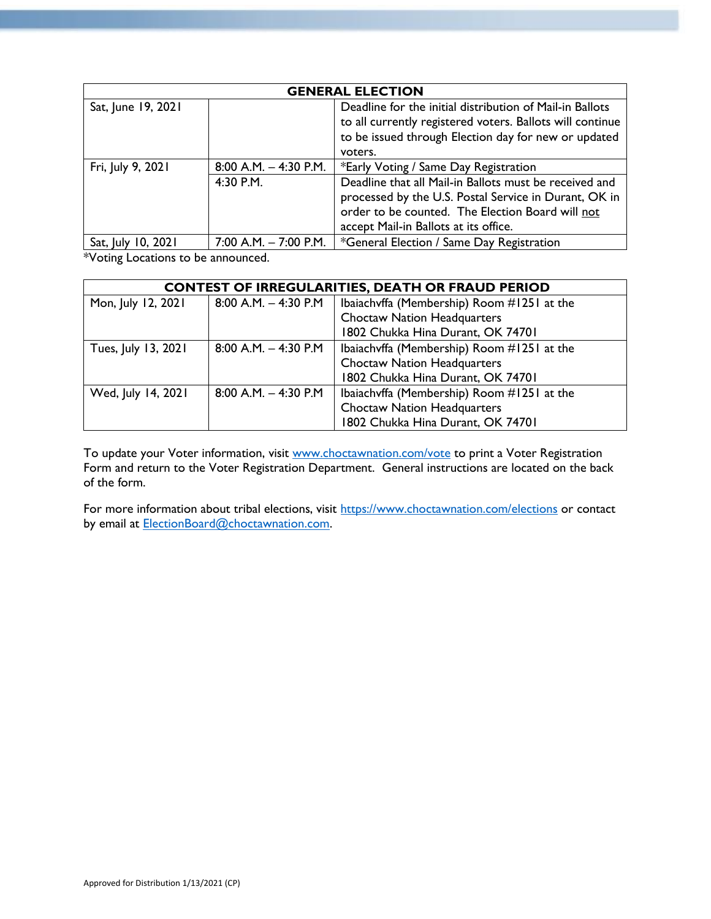| GENERAL ELECTION | | |
|---|---|---|
| Sat, June 19, 2021 | | Deadline for the initial distribution of Mail-in Ballots to all currently registered voters. Ballots will continue to be issued through Election day for new or updated voters. |
| Fri, July 9, 2021 | 8:00 A.M. – 4:30 P.M. | *Early Voting / Same Day Registration |
| | 4:30 P.M. | Deadline that all Mail-in Ballots must be received and processed by the U.S. Postal Service in Durant, OK in order to be counted. The Election Board will not accept Mail-in Ballots at its office. |
| Sat, July 10, 2021 | 7:00 A.M. – 7:00 P.M. | *General Election / Same Day Registration |

*Voting Locations to be announced.

| CONTEST OF IRREGULARITIES, DEATH OR FRAUD PERIOD | | |
|---|---|---|
| Mon, July 12, 2021 | 8:00 A.M. – 4:30 P.M | Ibaiachvffa (Membership) Room #1251 at the Choctaw Nation Headquarters 1802 Chukka Hina Durant, OK 74701 |
| Tues, July 13, 2021 | 8:00 A.M. – 4:30 P.M | Ibaiachvffa (Membership) Room #1251 at the Choctaw Nation Headquarters 1802 Chukka Hina Durant, OK 74701 |
| Wed, July 14, 2021 | 8:00 A.M. – 4:30 P.M | Ibaiachvffa (Membership) Room #1251 at the Choctaw Nation Headquarters 1802 Chukka Hina Durant, OK 74701 |

To update your Voter information, visit www.choctawnation.com/vote to print a Voter Registration Form and return to the Voter Registration Department. General instructions are located on the back of the form.

For more information about tribal elections, visit https://www.choctawnation.com/elections or contact by email at ElectionBoard@choctawnation.com.

Approved for Distribution 1/13/2021 (CP)